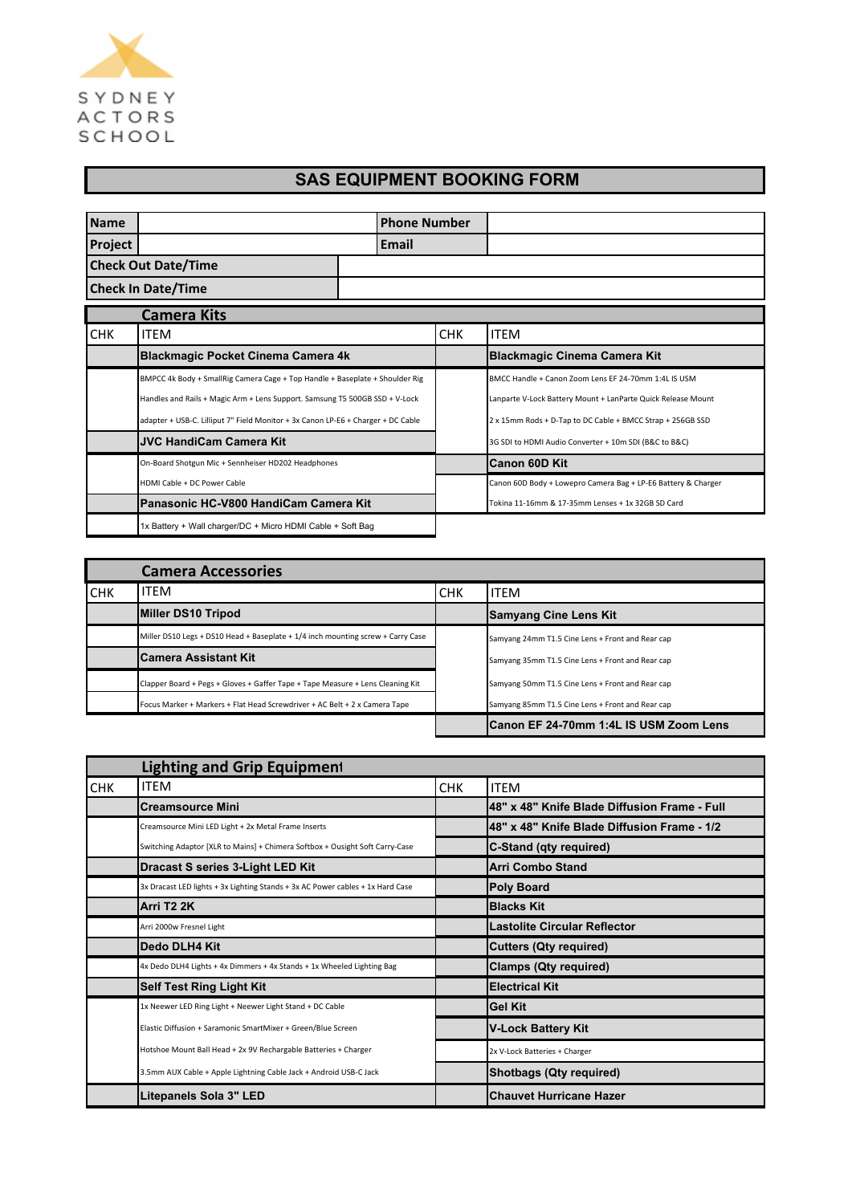SYDNEY ACTORS SCHOOL

# SAS EQUIPMENT BOOKING FORM

| Name | | Phone Number | |
|---|---|---|---|
| Project | | Email | |
| Check Out Date/Time | | | |
| Check In Date/Time | | | |

## Camera Kits

| CHK | ITEM | CHK | ITEM |
|---|---|---|---|
| | **Blackmagic Pocket Cinema Camera 4k** | | **Blackmagic Cinema Camera Kit** |
| | BMPCC 4k Body + SmallRig Camera Cage + Top Handle + Baseplate + Shoulder Rig Handles and Rails + Magic Arm + Lens Support. Samsung T5 500GB SSD + V-Lock adapter + USB-C. Lilliput 7" Field Monitor + 3x Canon LP-E6 + Charger + DC Cable | | BMCC Handle + Canon Zoom Lens EF 24-70mm 1:4L IS USM Lanparte V-Lock Battery Mount + LanParte Quick Release Mount 2 x 15mm Rods + D-Tap to DC Cable + BMCC Strap + 256GB SSD 3G SDI to HDMI Audio Converter + 10m SDI (B&C to B&C) |
| | **JVC HandiCam Camera Kit** | | |
| | On-Board Shotgun Mic + Sennheiser HD202 Headphones HDMI Cable + DC Power Cable | | **Canon 60D Kit** |
| | | | Canon 60D Body + Lowepro Camera Bag + LP-E6 Battery & Charger Tokina 11-16mm & 17-35mm Lenses + 1x 32GB SD Card |
| | **Panasonic HC-V800 HandiCam Camera Kit** | | |
| | 1x Battery + Wall charger/DC + Micro HDMI Cable + Soft Bag | | |

## Camera Accessories

| CHK | ITEM | CHK | ITEM |
|---|---|---|---|
| | **Miller DS10 Tripod** | | **Samyang Cine Lens Kit** |
| | Miller DS10 Legs + DS10 Head + Baseplate + 1/4 inch mounting screw + Carry Case | | Samyang 24mm T1.5 Cine Lens + Front and Rear cap |
| | **Camera Assistant Kit** | | Samyang 35mm T1.5 Cine Lens + Front and Rear cap |
| | Clapper Board + Pegs + Gloves + Gaffer Tape + Tape Measure + Lens Cleaning Kit | | Samyang 50mm T1.5 Cine Lens + Front and Rear cap |
| | Focus Marker + Markers + Flat Head Screwdriver + AC Belt + 2 x Camera Tape | | Samyang 85mm T1.5 Cine Lens + Front and Rear cap |
| | | | **Canon EF 24-70mm 1:4L IS USM Zoom Lens** |

## Lighting and Grip Equipment

| CHK | ITEM | CHK | ITEM |
|---|---|---|---|
| | **Creamsource Mini** | | **48" x 48" Knife Blade Diffusion Frame - Full** |
| | Creamsource Mini LED Light + 2x Metal Frame Inserts | | **48" x 48" Knife Blade Diffusion Frame - 1/2** |
| | Switching Adaptor [XLR to Mains] + Chimera Softbox + Ousight Soft Carry-Case | | **C-Stand (qty required)** |
| | **Dracast S series 3-Light LED Kit** | | **Arri Combo Stand** |
| | 3x Dracast LED lights + 3x Lighting Stands + 3x AC Power cables + 1x Hard Case | | **Poly Board** |
| | **Arri T2 2K** | | **Blacks Kit** |
| | Arri 2000w Fresnel Light | | **Lastolite Circular Reflector** |
| | **Dedo DLH4 Kit** | | **Cutters (Qty required)** |
| | 4x Dedo DLH4 Lights + 4x Dimmers + 4x Stands + 1x Wheeled Lighting Bag | | **Clamps (Qty required)** |
| | **Self Test Ring Light Kit** | | **Electrical Kit** |
| | 1x Neewer LED Ring Light + Neewer Light Stand + DC Cable | | **Gel Kit** |
| | Elastic Diffusion + Saramonic SmartMixer + Green/Blue Screen | | **V-Lock Battery Kit** |
| | Hotshoe Mount Ball Head + 2x 9V Rechargable Batteries + Charger | | 2x V-Lock Batteries + Charger |
| | 3.5mm AUX Cable + Apple Lightning Cable Jack + Android USB-C Jack | | **Shotbags (Qty required)** |
| | **Litepanels Sola 3" LED** | | **Chauvet Hurricane Hazer** |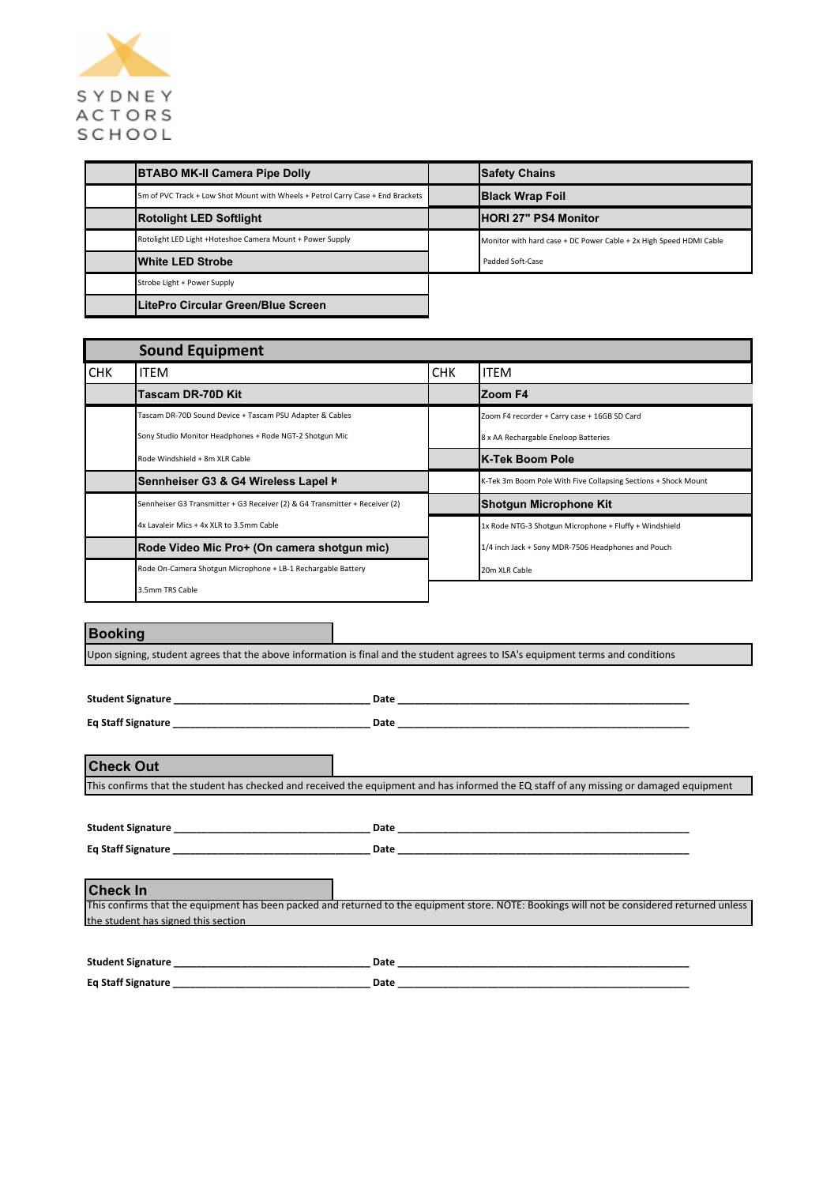SYDNEY ACTORS SCHOOL

| | | | |
|---|---|---|---|
| | **BTABO MK-II Camera Pipe Dolly** | | **Safety Chains** |
| | 5m of PVC Track + Low Shot Mount with Wheels + Petrol Carry Case + End Brackets | | **Black Wrap Foil** |
| | **Rotolight LED Softlight** | | **HORI 27" PS4 Monitor** |
| | Rotolight LED Light +Hoteshoe Camera Mount + Power Supply | | Monitor with hard case + DC Power Cable + 2x High Speed HDMI Cable |
| | **White LED Strobe** | | Padded Soft-Case |
| | Strobe Light + Power Supply | | |
| | **LitePro Circular Green/Blue Screen** | | |

## Sound Equipment

| CHK | ITEM | CHK | ITEM |
|---|---|---|---|
| | **Tascam DR-70D Kit** | | **Zoom F4** |
| | Tascam DR-70D Sound Device + Tascam PSU Adapter + Cables | | Zoom F4 recorder + Carry case + 16GB SD Card |
| | Sony Studio Monitor Headphones + Rode NGT-2 Shotgun Mic | | 8 x AA Rechargable Eneloop Batteries |
| | Rode Windshield + 8m XLR Cable | | **K-Tek Boom Pole** |
| | **Sennheiser G3 & G4 Wireless Lapel K** | | K-Tek 3m Boom Pole With Five Collapsing Sections + Shock Mount |
| | Sennheiser G3 Transmitter + G3 Receiver (2) & G4 Transmitter + Receiver (2) | | **Shotgun Microphone Kit** |
| | 4x Lavaleir Mics + 4x XLR to 3.5mm Cable | | 1x Rode NTG-3 Shotgun Microphone + Fluffy + Windshield |
| | **Rode Video Mic Pro+ (On camera shotgun mic)** | | 1/4 inch Jack + Sony MDR-7506 Headphones and Pouch |
| | Rode On-Camera Shotgun Microphone + LB-1 Rechargable Battery | | 20m XLR Cable |
| | 3.5mm TRS Cable | | |

## Booking

Upon signing, student agrees that the above information is final and the student agrees to ISA's equipment terms and conditions

**Student Signature** ___________________________ **Date** ___________________________

**Eq Staff Signature** ___________________________ **Date** ___________________________

## Check Out

This confirms that the student has checked and received the equipment and has informed the EQ staff of any missing or damaged equipment

**Student Signature** ___________________________ **Date** ___________________________

**Eq Staff Signature** ___________________________ **Date** ___________________________

## Check In

This confirms that the equipment has been packed and returned to the equipment store. NOTE: Bookings will not be considered returned unless the student has signed this section

**Student Signature** ___________________________ **Date** ___________________________

**Eq Staff Signature** ___________________________ **Date** ___________________________